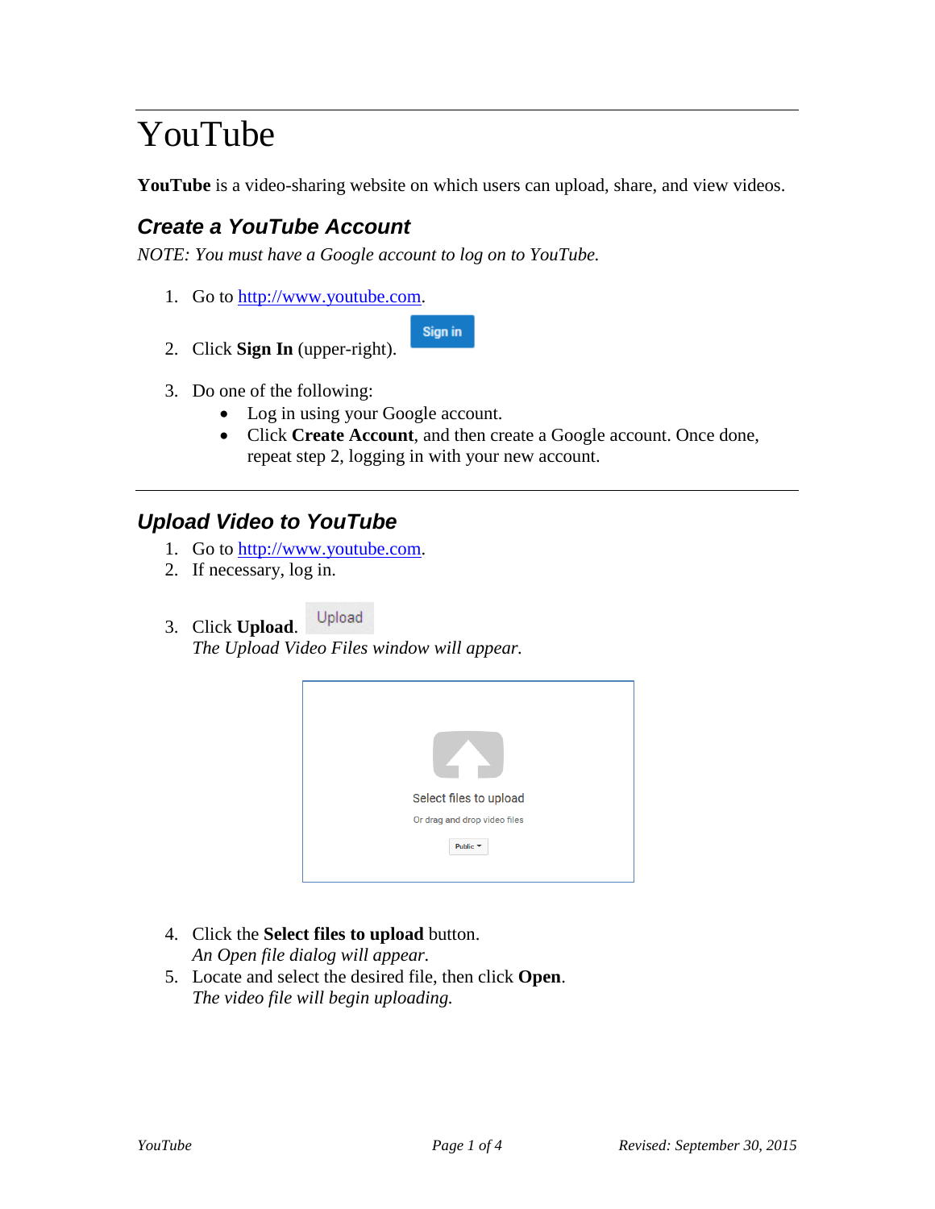# YouTube

**YouTube** is a video-sharing website on which users can upload, share, and view videos.

## *Create a YouTube Account*

*NOTE: You must have a Google account to log on to YouTube.*

1. Go to http://www.youtube.com.
2. Click **Sign In** (upper-right).
3. Do one of the following:
   - Log in using your Google account.
   - Click **Create Account**, and then create a Google account. Once done, repeat step 2, logging in with your new account.

---

## *Upload Video to YouTube*

1. Go to http://www.youtube.com.
2. If necessary, log in.
3. Click **Upload**.
   *The Upload Video Files window will appear.*
4. Click the **Select files to upload** button.
   *An Open file dialog will appear.*
5. Locate and select the desired file, then click **Open**.
   *The video file will begin uploading.*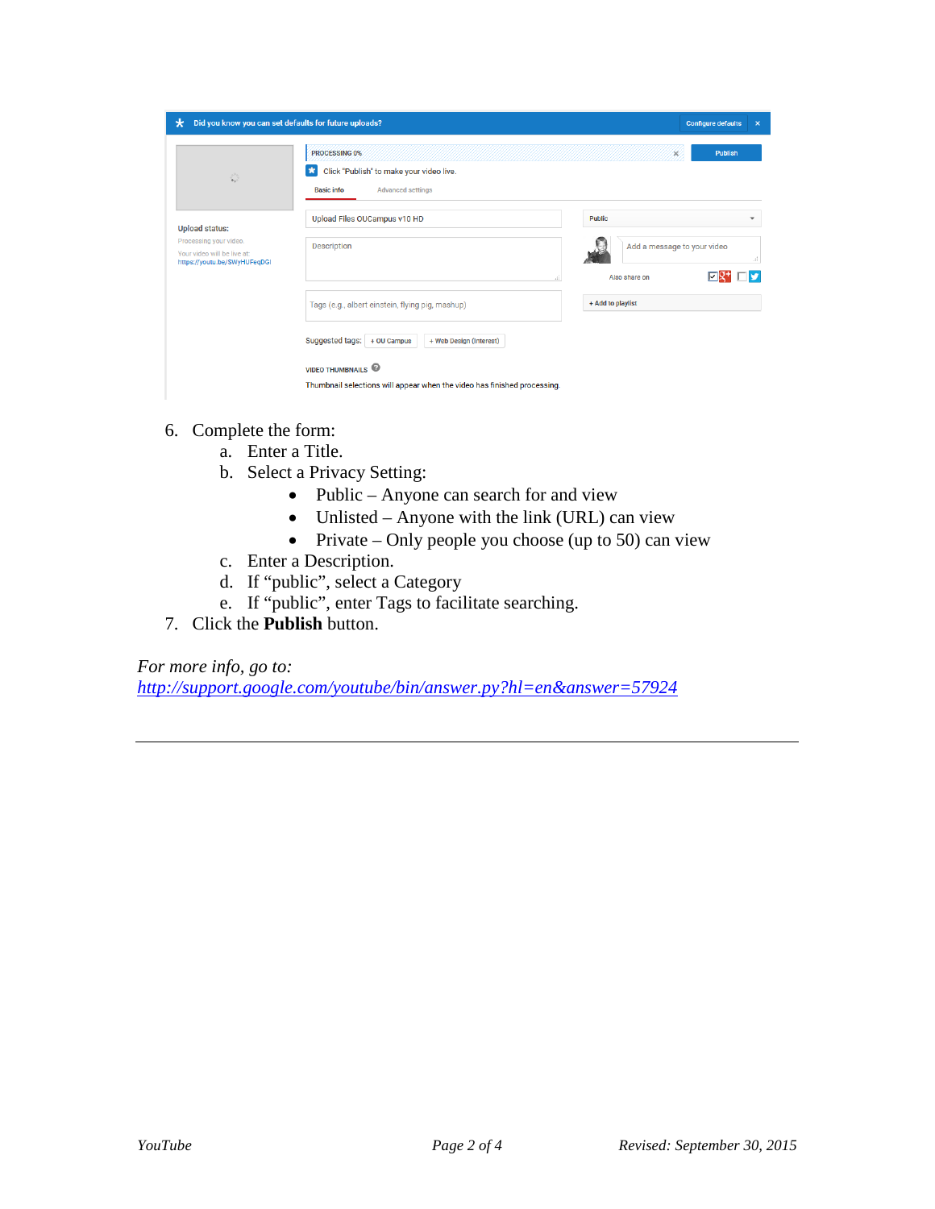6. Complete the form:
    a. Enter a Title.
    b. Select a Privacy Setting:
        - Public – Anyone can search for and view
        - Unlisted – Anyone with the link (URL) can view
        - Private – Only people you choose (up to 50) can view
    c. Enter a Description.
    d. If "public", select a Category
    e. If "public", enter Tags to facilitate searching.
7. Click the **Publish** button.

*For more info, go to:*
*[http://support.google.com/youtube/bin/answer.py?hl=en&answer=57924](http://support.google.com/youtube/bin/answer.py?hl=en&answer=57924)*

---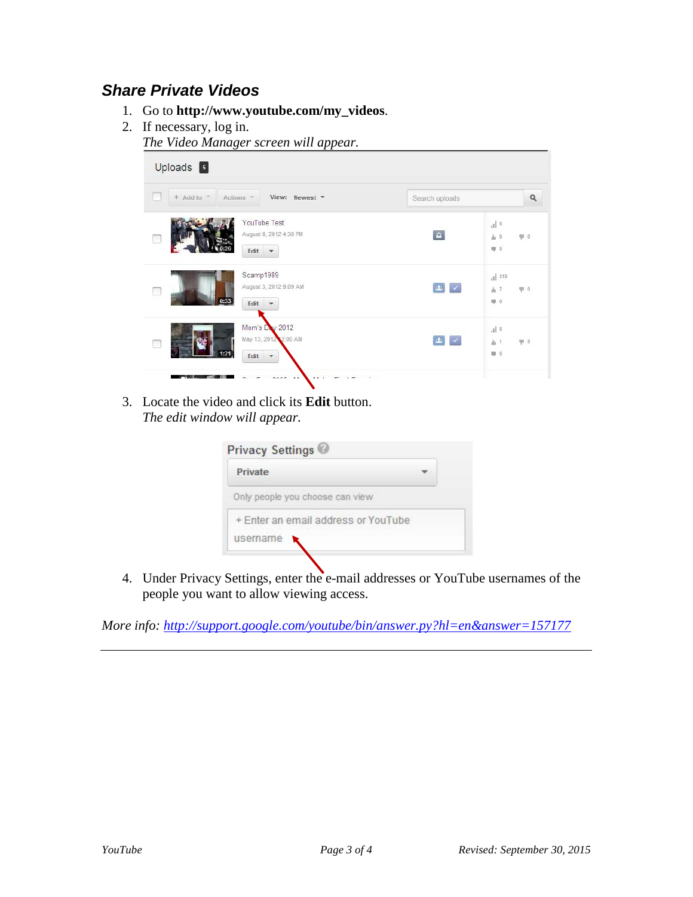### *Share Private Videos*

1. Go to **http://www.youtube.com/my_videos**.
2. If necessary, log in.
   *The Video Manager screen will appear.*
3. Locate the video and click its **Edit** button.
   *The edit window will appear.*
4. Under Privacy Settings, enter the e-mail addresses or YouTube usernames of the people you want to allow viewing access.

*More info: [http://support.google.com/youtube/bin/answer.py?hl=en&answer=157177](http://support.google.com/youtube/bin/answer.py?hl=en&answer=157177)*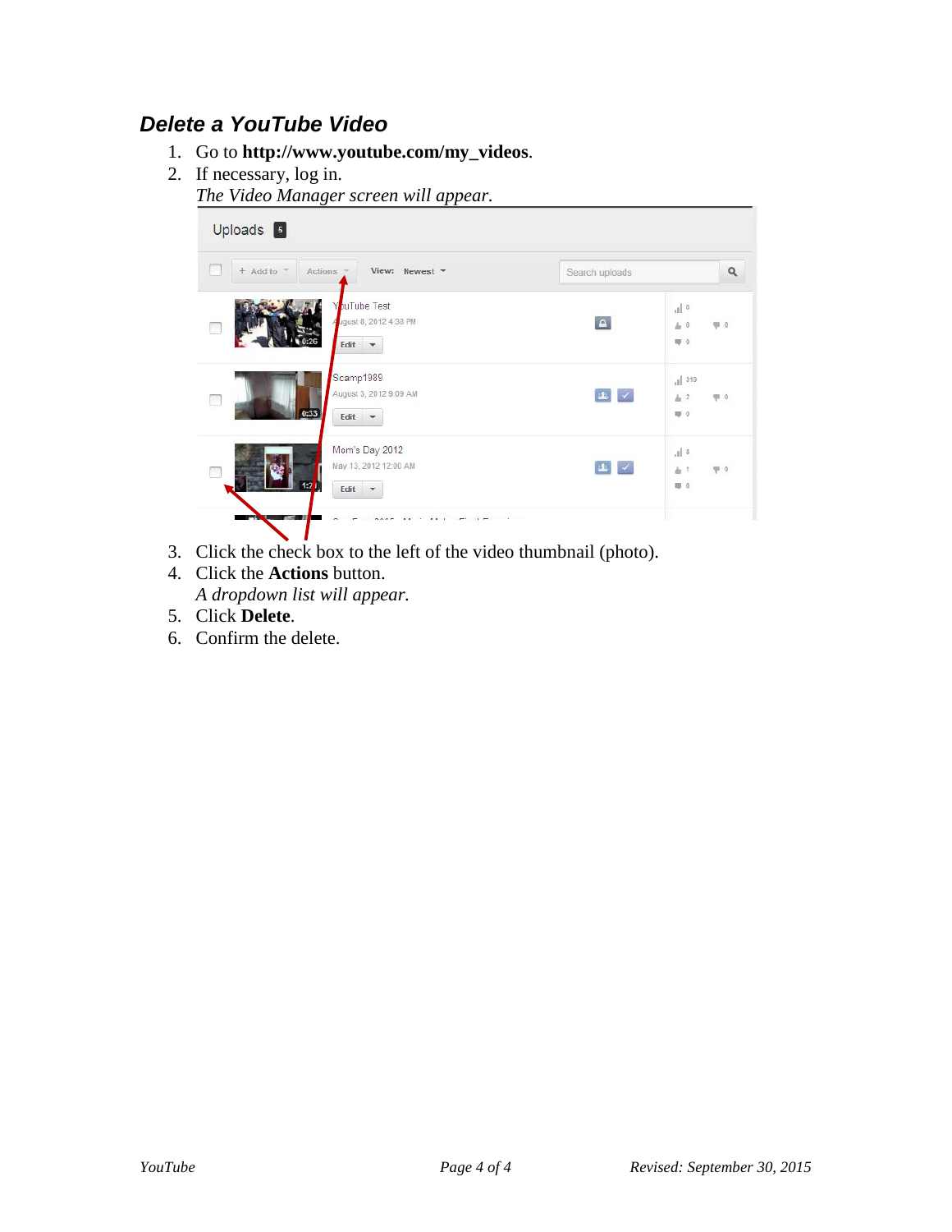### *Delete a YouTube Video*

1. Go to **http://www.youtube.com/my_videos**.
2. If necessary, log in.
   *The Video Manager screen will appear.*
3. Click the check box to the left of the video thumbnail (photo).
4. Click the **Actions** button.
   *A dropdown list will appear.*
5. Click **Delete**.
6. Confirm the delete.